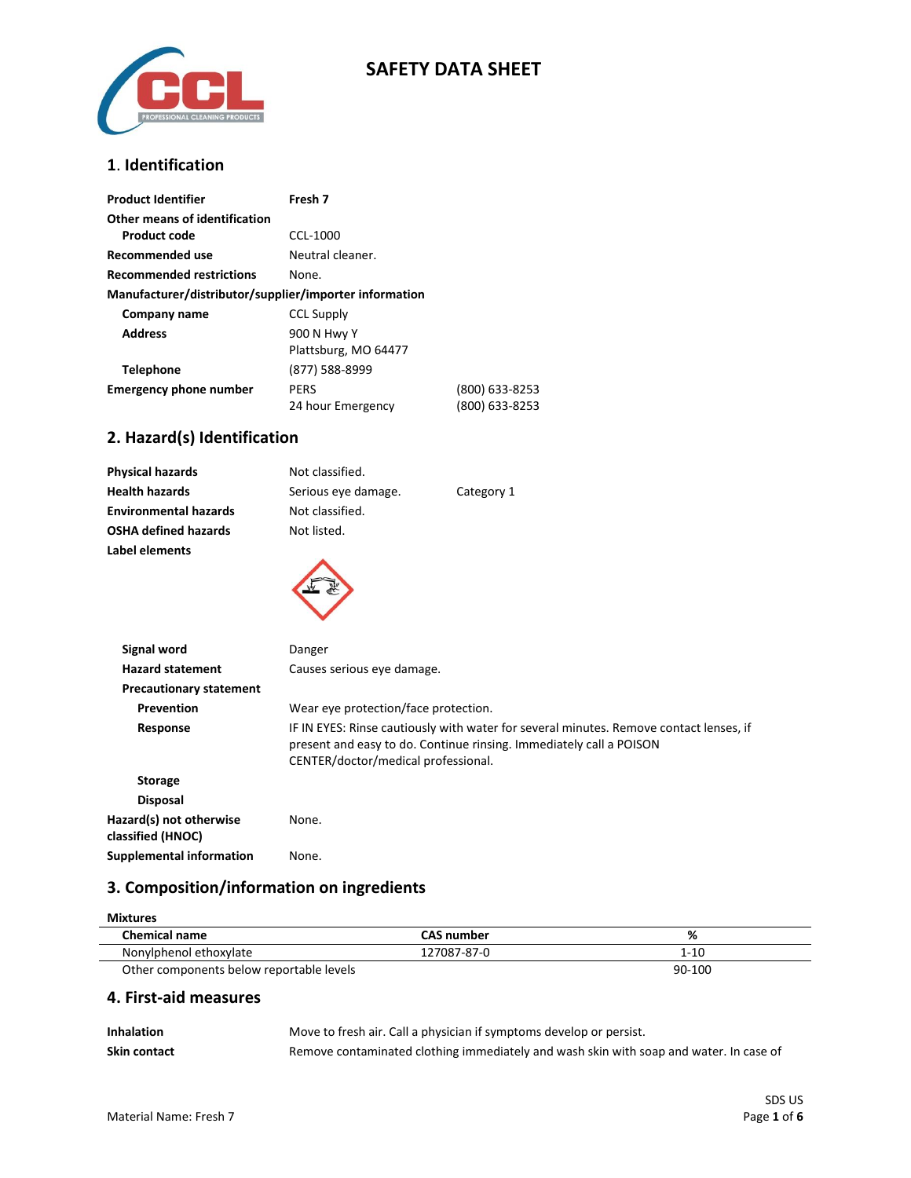# SAFETY DATA SHEET

## 1. Identification

| | | |
|---|---|---|
| **Product Identifier** | **Fresh 7** | |
| **Other means of identification** | | |
| **Product code** | CCL-1000 | |
| **Recommended use** | Neutral cleaner. | |
| **Recommended restrictions** | None. | |
| **Manufacturer/distributor/supplier/importer information** | | |
| **Company name** | CCL Supply | |
| **Address** | 900 N Hwy Y<br>Plattsburg, MO 64477 | |
| **Telephone** | (877) 588-8999 | |
| **Emergency phone number** | PERS<br>24 hour Emergency | (800) 633-8253<br>(800) 633-8253 |

## 2. Hazard(s) Identification

| | | |
|---|---|---|
| **Physical hazards** | Not classified. | |
| **Health hazards** | Serious eye damage. | Category 1 |
| **Environmental hazards** | Not classified. | |
| **OSHA defined hazards** | Not listed. | |

**Label elements**

**Signal word** Danger

**Hazard statement** Causes serious eye damage.

**Precautionary statement**

**Prevention** Wear eye protection/face protection.

**Response** IF IN EYES: Rinse cautiously with water for several minutes. Remove contact lenses, if present and easy to do. Continue rinsing. Immediately call a POISON CENTER/doctor/medical professional.

**Storage**

**Disposal**

**Hazard(s) not otherwise classified (HNOC)** None.

**Supplemental information** None.

## 3. Composition/information on ingredients

**Mixtures**

| Chemical name | CAS number | % |
|---|---|---|
| Nonylphenol ethoxylate | 127087-87-0 | 1-10 |
| Other components below reportable levels | | 90-100 |

## 4. First-aid measures

**Inhalation** Move to fresh air. Call a physician if symptoms develop or persist.

**Skin contact** Remove contaminated clothing immediately and wash skin with soap and water. In case of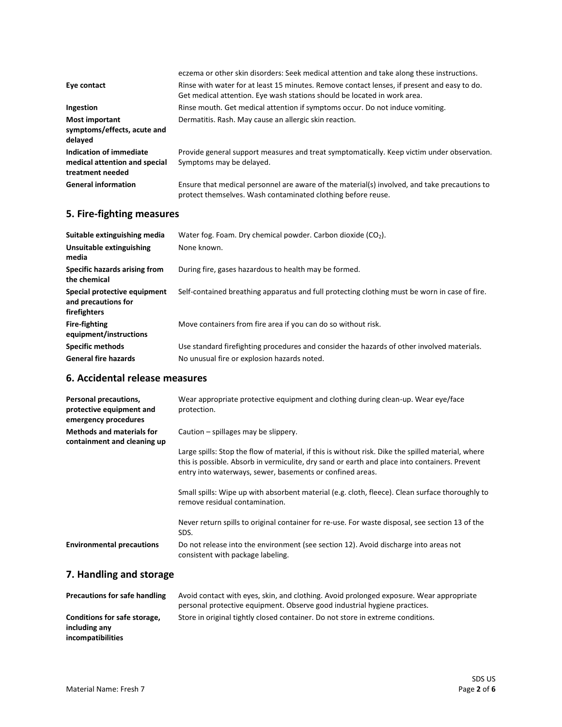| | |
|---|---|
| | eczema or other skin disorders: Seek medical attention and take along these instructions. |
| **Eye contact** | Rinse with water for at least 15 minutes. Remove contact lenses, if present and easy to do. Get medical attention. Eye wash stations should be located in work area. |
| **Ingestion** | Rinse mouth. Get medical attention if symptoms occur. Do not induce vomiting. |
| **Most important symptoms/effects, acute and delayed** | Dermatitis. Rash. May cause an allergic skin reaction. |
| **Indication of immediate medical attention and special treatment needed** | Provide general support measures and treat symptomatically. Keep victim under observation. Symptoms may be delayed. |
| **General information** | Ensure that medical personnel are aware of the material(s) involved, and take precautions to protect themselves. Wash contaminated clothing before reuse. |

## 5. Fire-fighting measures

| | |
|---|---|
| **Suitable extinguishing media** | Water fog. Foam. Dry chemical powder. Carbon dioxide ($CO_2$). |
| **Unsuitable extinguishing media** | None known. |
| **Specific hazards arising from the chemical** | During fire, gases hazardous to health may be formed. |
| **Special protective equipment and precautions for firefighters** | Self-contained breathing apparatus and full protecting clothing must be worn in case of fire. |
| **Fire-fighting equipment/instructions** | Move containers from fire area if you can do so without risk. |
| **Specific methods** | Use standard firefighting procedures and consider the hazards of other involved materials. |
| **General fire hazards** | No unusual fire or explosion hazards noted. |

## 6. Accidental release measures

| | |
|---|---|
| **Personal precautions, protective equipment and emergency procedures** | Wear appropriate protective equipment and clothing during clean-up. Wear eye/face protection. |
| **Methods and materials for containment and cleaning up** | Caution – spillages may be slippery.<br><br>Large spills: Stop the flow of material, if this is without risk. Dike the spilled material, where this is possible. Absorb in vermiculite, dry sand or earth and place into containers. Prevent entry into waterways, sewer, basements or confined areas.<br><br>Small spills: Wipe up with absorbent material (e.g. cloth, fleece). Clean surface thoroughly to remove residual contamination.<br><br>Never return spills to original container for re-use. For waste disposal, see section 13 of the SDS. |
| **Environmental precautions** | Do not release into the environment (see section 12). Avoid discharge into areas not consistent with package labeling. |

## 7. Handling and storage

| | |
|---|---|
| **Precautions for safe handling** | Avoid contact with eyes, skin, and clothing. Avoid prolonged exposure. Wear appropriate personal protective equipment. Observe good industrial hygiene practices. |
| **Conditions for safe storage, including any incompatibilities** | Store in original tightly closed container. Do not store in extreme conditions. |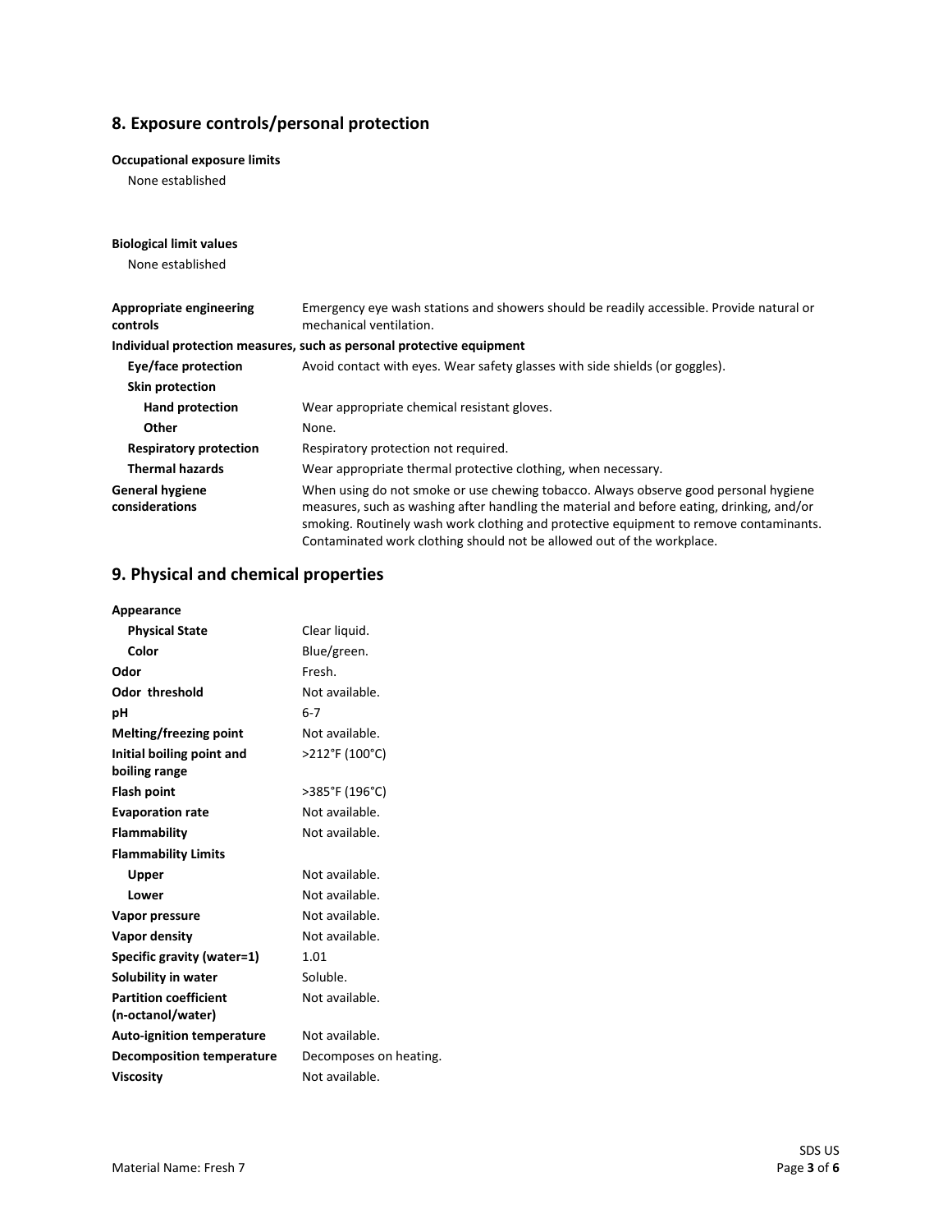## 8. Exposure controls/personal protection

**Occupational exposure limits**

None established

**Biological limit values**

None established

| | |
|---|---|
| **Appropriate engineering controls** | Emergency eye wash stations and showers should be readily accessible. Provide natural or mechanical ventilation. |
| **Individual protection measures, such as personal protective equipment** | |
| **Eye/face protection** | Avoid contact with eyes. Wear safety glasses with side shields (or goggles). |
| **Skin protection** | |
| **Hand protection** | Wear appropriate chemical resistant gloves. |
| **Other** | None. |
| **Respiratory protection** | Respiratory protection not required. |
| **Thermal hazards** | Wear appropriate thermal protective clothing, when necessary. |
| **General hygiene considerations** | When using do not smoke or use chewing tobacco. Always observe good personal hygiene measures, such as washing after handling the material and before eating, drinking, and/or smoking. Routinely wash work clothing and protective equipment to remove contaminants. Contaminated work clothing should not be allowed out of the workplace. |

## 9. Physical and chemical properties

| | |
|---|---|
| **Appearance** | |
| **Physical State** | Clear liquid. |
| **Color** | Blue/green. |
| **Odor** | Fresh. |
| **Odor threshold** | Not available. |
| **pH** | 6-7 |
| **Melting/freezing point** | Not available. |
| **Initial boiling point and boiling range** | >212°F (100°C) |
| **Flash point** | >385°F (196°C) |
| **Evaporation rate** | Not available. |
| **Flammability** | Not available. |
| **Flammability Limits** | |
| **Upper** | Not available. |
| **Lower** | Not available. |
| **Vapor pressure** | Not available. |
| **Vapor density** | Not available. |
| **Specific gravity (water=1)** | 1.01 |
| **Solubility in water** | Soluble. |
| **Partition coefficient (n-octanol/water)** | Not available. |
| **Auto-ignition temperature** | Not available. |
| **Decomposition temperature** | Decomposes on heating. |
| **Viscosity** | Not available. |

Material Name: Fresh 7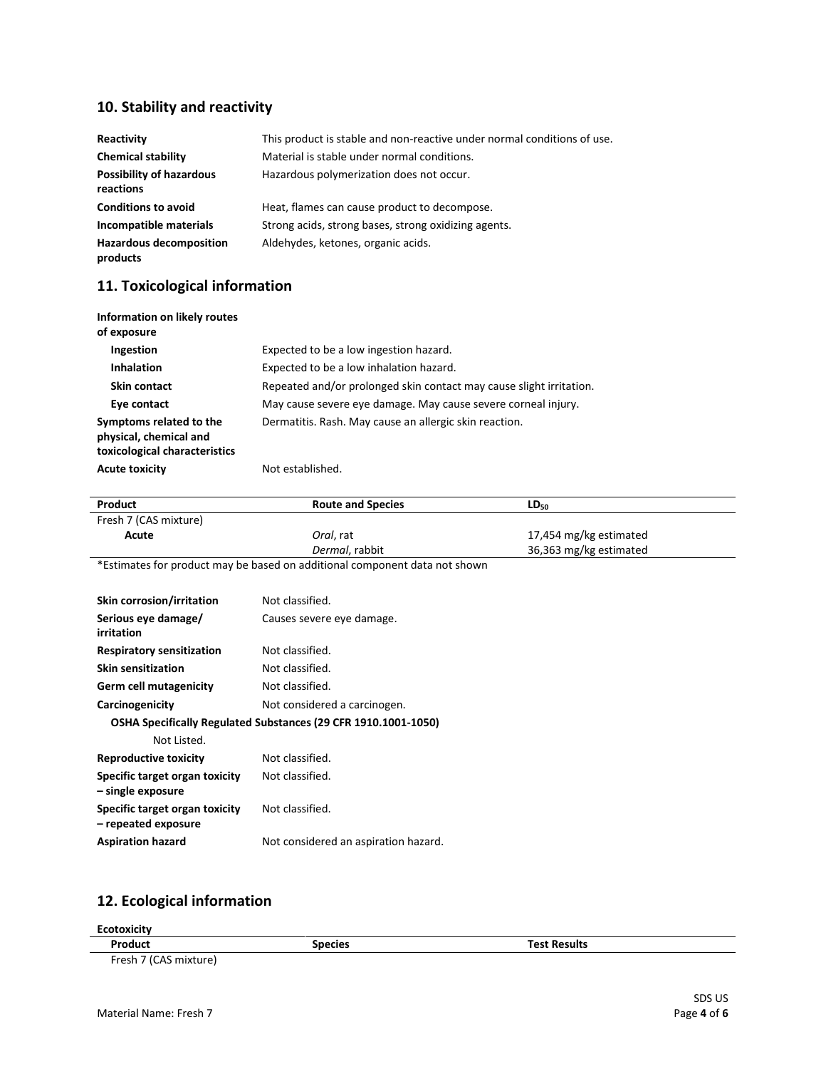## 10. Stability and reactivity

| | |
|---|---|
| **Reactivity** | This product is stable and non-reactive under normal conditions of use. |
| **Chemical stability** | Material is stable under normal conditions. |
| **Possibility of hazardous reactions** | Hazardous polymerization does not occur. |
| **Conditions to avoid** | Heat, flames can cause product to decompose. |
| **Incompatible materials** | Strong acids, strong bases, strong oxidizing agents. |
| **Hazardous decomposition products** | Aldehydes, ketones, organic acids. |

## 11. Toxicological information

**Information on likely routes of exposure**

| | |
|---|---|
| **Ingestion** | Expected to be a low ingestion hazard. |
| **Inhalation** | Expected to be a low inhalation hazard. |
| **Skin contact** | Repeated and/or prolonged skin contact may cause slight irritation. |
| **Eye contact** | May cause severe eye damage. May cause severe corneal injury. |
| **Symptoms related to the physical, chemical and toxicological characteristics** | Dermatitis. Rash. May cause an allergic skin reaction. |
| **Acute toxicity** | Not established. |

| Product | Route and Species | $LD_{50}$ |
|---|---|---|
| Fresh 7 (CAS mixture) | | |
| **Acute** | *Oral*, rat | 17,454 mg/kg estimated |
| | *Dermal*, rabbit | 36,363 mg/kg estimated |

*Estimates for product may be based on additional component data not shown

| | |
|---|---|
| **Skin corrosion/irritation** | Not classified. |
| **Serious eye damage/ irritation** | Causes severe eye damage. |
| **Respiratory sensitization** | Not classified. |
| **Skin sensitization** | Not classified. |
| **Germ cell mutagenicity** | Not classified. |
| **Carcinogenicity** | Not considered a carcinogen. |

**OSHA Specifically Regulated Substances (29 CFR 1910.1001-1050)**

Not Listed.

| | |
|---|---|
| **Reproductive toxicity** | Not classified. |
| **Specific target organ toxicity – single exposure** | Not classified. |
| **Specific target organ toxicity – repeated exposure** | Not classified. |
| **Aspiration hazard** | Not considered an aspiration hazard. |

## 12. Ecological information

**Ecotoxicity**

| Product | Species | Test Results |
|---|---|---|
| Fresh 7 (CAS mixture) | | |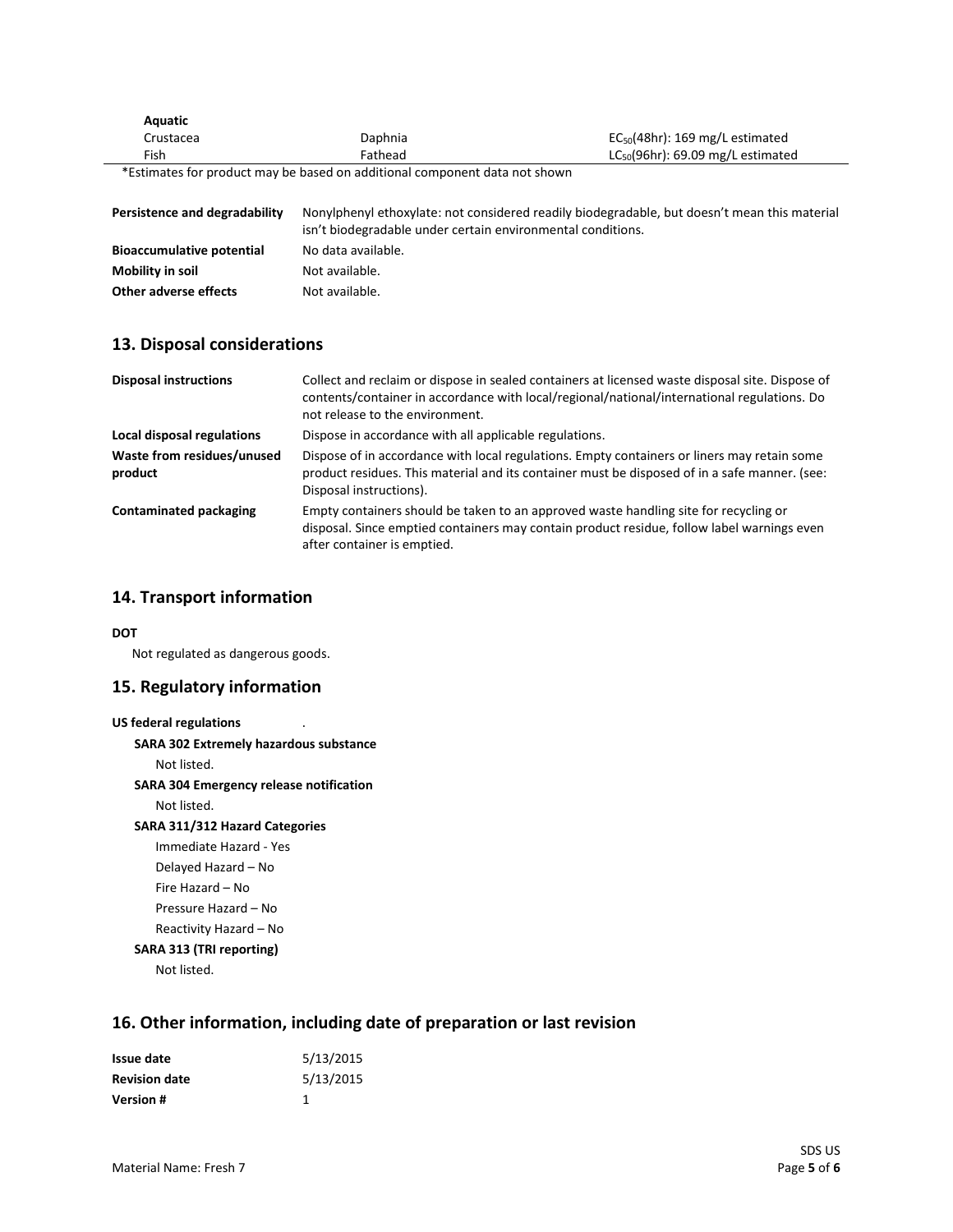| Aquatic | | |
|---|---|---|
| Crustacea | Daphnia | $EC_{50}$(48hr): 169 mg/L estimated |
| Fish | Fathead | $LC_{50}$(96hr): 69.09 mg/L estimated |

*Estimates for product may be based on additional component data not shown

| | |
|---|---|
| **Persistence and degradability** | Nonylphenyl ethoxylate: not considered readily biodegradable, but doesn't mean this material isn't biodegradable under certain environmental conditions. |
| **Bioaccumulative potential** | No data available. |
| **Mobility in soil** | Not available. |
| **Other adverse effects** | Not available. |

## 13. Disposal considerations

| | |
|---|---|
| **Disposal instructions** | Collect and reclaim or dispose in sealed containers at licensed waste disposal site. Dispose of contents/container in accordance with local/regional/national/international regulations. Do not release to the environment. |
| **Local disposal regulations** | Dispose in accordance with all applicable regulations. |
| **Waste from residues/unused product** | Dispose of in accordance with local regulations. Empty containers or liners may retain some product residues. This material and its container must be disposed of in a safe manner. (see: Disposal instructions). |
| **Contaminated packaging** | Empty containers should be taken to an approved waste handling site for recycling or disposal. Since emptied containers may contain product residue, follow label warnings even after container is emptied. |

## 14. Transport information

**DOT**

Not regulated as dangerous goods.

## 15. Regulatory information

**US federal regulations** .

**SARA 302 Extremely hazardous substance**

Not listed.

**SARA 304 Emergency release notification**

Not listed.

**SARA 311/312 Hazard Categories**

Immediate Hazard - Yes

Delayed Hazard – No

Fire Hazard – No

Pressure Hazard – No

Reactivity Hazard – No

**SARA 313 (TRI reporting)**

Not listed.

## 16. Other information, including date of preparation or last revision

| | |
|---|---|
| **Issue date** | 5/13/2015 |
| **Revision date** | 5/13/2015 |
| **Version #** | 1 |

Material Name: Fresh 7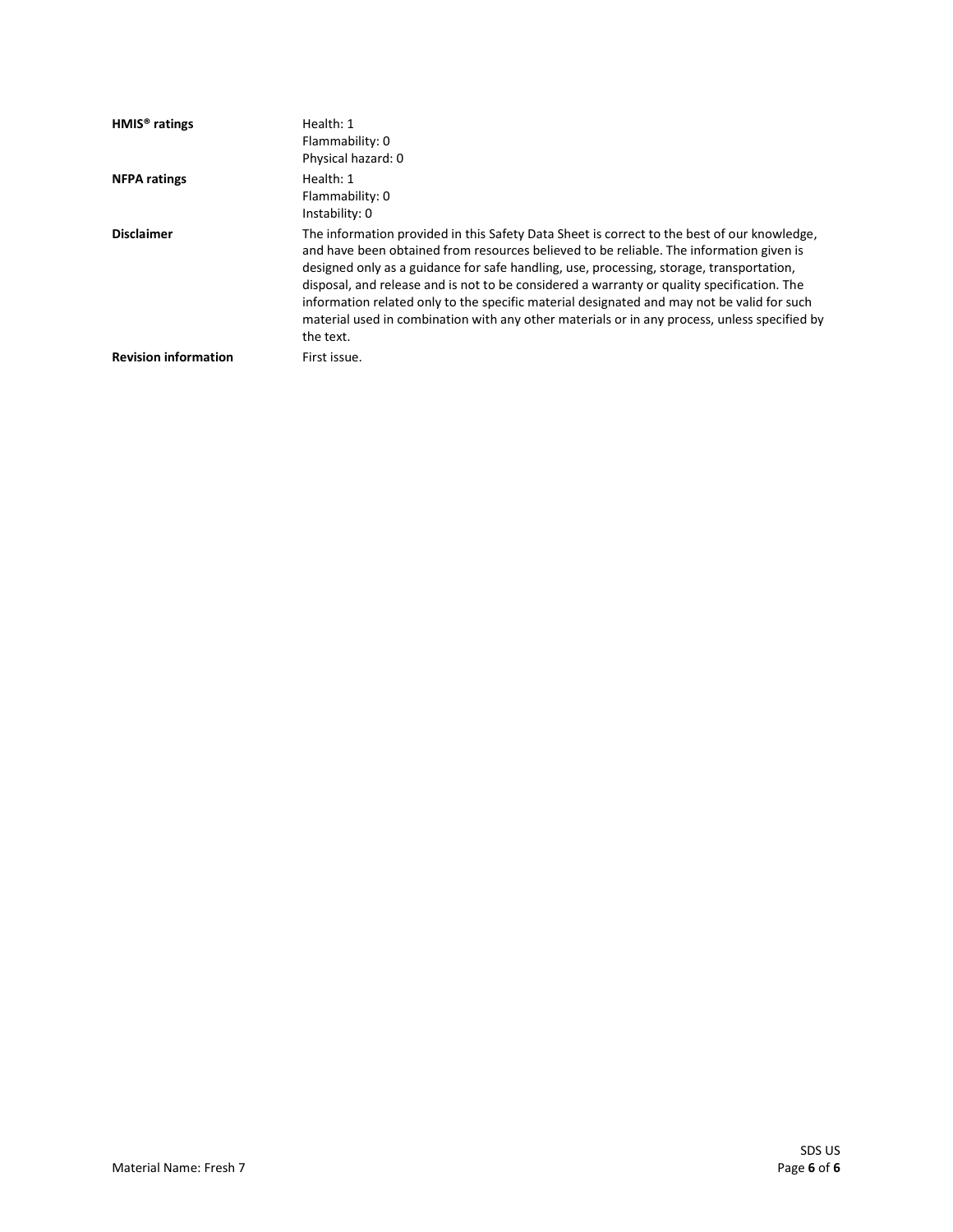| | |
|---|---|
| **HMIS® ratings** | Health: 1<br>Flammability: 0<br>Physical hazard: 0 |
| **NFPA ratings** | Health: 1<br>Flammability: 0<br>Instability: 0 |
| **Disclaimer** | The information provided in this Safety Data Sheet is correct to the best of our knowledge, and have been obtained from resources believed to be reliable. The information given is designed only as a guidance for safe handling, use, processing, storage, transportation, disposal, and release and is not to be considered a warranty or quality specification. The information related only to the specific material designated and may not be valid for such material used in combination with any other materials or in any process, unless specified by the text. |
| **Revision information** | First issue. |